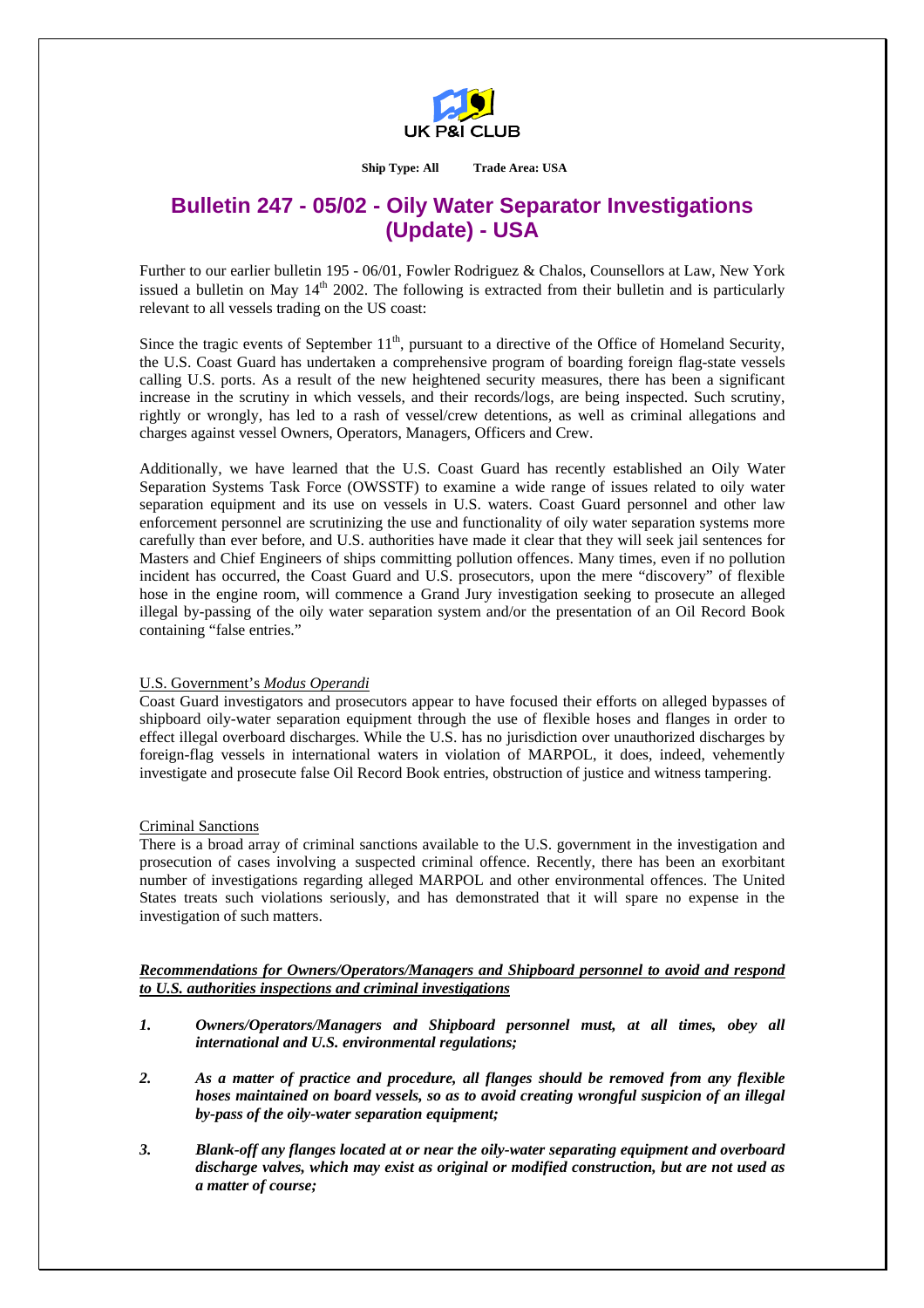UK P&I CLUB

**Ship Type: All** **Trade Area: USA**

# Bulletin 247 - 05/02 - Oily Water Separator Investigations (Update) - USA

Further to our earlier bulletin 195 - 06/01, Fowler Rodriguez & Chalos, Counsellors at Law, New York issued a bulletin on May 14th 2002. The following is extracted from their bulletin and is particularly relevant to all vessels trading on the US coast:

Since the tragic events of September 11th, pursuant to a directive of the Office of Homeland Security, the U.S. Coast Guard has undertaken a comprehensive program of boarding foreign flag-state vessels calling U.S. ports. As a result of the new heightened security measures, there has been a significant increase in the scrutiny in which vessels, and their records/logs, are being inspected. Such scrutiny, rightly or wrongly, has led to a rash of vessel/crew detentions, as well as criminal allegations and charges against vessel Owners, Operators, Managers, Officers and Crew.

Additionally, we have learned that the U.S. Coast Guard has recently established an Oily Water Separation Systems Task Force (OWSSTF) to examine a wide range of issues related to oily water separation equipment and its use on vessels in U.S. waters. Coast Guard personnel and other law enforcement personnel are scrutinizing the use and functionality of oily water separation systems more carefully than ever before, and U.S. authorities have made it clear that they will seek jail sentences for Masters and Chief Engineers of ships committing pollution offences. Many times, even if no pollution incident has occurred, the Coast Guard and U.S. prosecutors, upon the mere "discovery" of flexible hose in the engine room, will commence a Grand Jury investigation seeking to prosecute an alleged illegal by-passing of the oily water separation system and/or the presentation of an Oil Record Book containing "false entries."

U.S. Government's *Modus Operandi*

Coast Guard investigators and prosecutors appear to have focused their efforts on alleged bypasses of shipboard oily-water separation equipment through the use of flexible hoses and flanges in order to effect illegal overboard discharges. While the U.S. has no jurisdiction over unauthorized discharges by foreign-flag vessels in international waters in violation of MARPOL, it does, indeed, vehemently investigate and prosecute false Oil Record Book entries, obstruction of justice and witness tampering.

Criminal Sanctions

There is a broad array of criminal sanctions available to the U.S. government in the investigation and prosecution of cases involving a suspected criminal offence. Recently, there has been an exorbitant number of investigations regarding alleged MARPOL and other environmental offences. The United States treats such violations seriously, and has demonstrated that it will spare no expense in the investigation of such matters.

***Recommendations for Owners/Operators/Managers and Shipboard personnel to avoid and respond to U.S. authorities inspections and criminal investigations***

1. ***Owners/Operators/Managers and Shipboard personnel must, at all times, obey all international and U.S. environmental regulations;***

2. ***As a matter of practice and procedure, all flanges should be removed from any flexible hoses maintained on board vessels, so as to avoid creating wrongful suspicion of an illegal by-pass of the oily-water separation equipment;***

3. ***Blank-off any flanges located at or near the oily-water separating equipment and overboard discharge valves, which may exist as original or modified construction, but are not used as a matter of course;***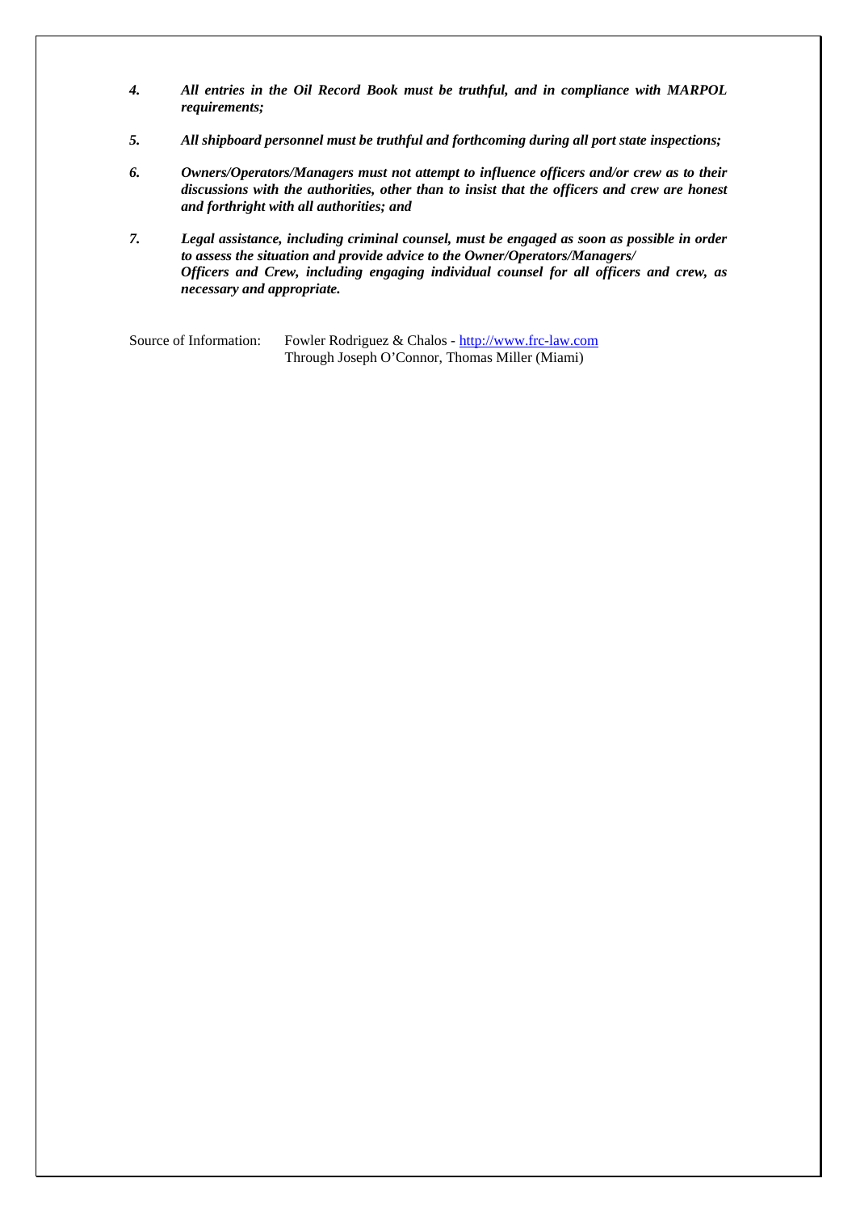4. ***All entries in the Oil Record Book must be truthful, and in compliance with MARPOL requirements;***

5. ***All shipboard personnel must be truthful and forthcoming during all port state inspections;***

6. ***Owners/Operators/Managers must not attempt to influence officers and/or crew as to their discussions with the authorities, other than to insist that the officers and crew are honest and forthright with all authorities; and***

7. ***Legal assistance, including criminal counsel, must be engaged as soon as possible in order to assess the situation and provide advice to the Owner/Operators/Managers/ Officers and Crew, including engaging individual counsel for all officers and crew, as necessary and appropriate.***

Source of Information: Fowler Rodriguez & Chalos - [http://www.frc-law.com](http://www.frc-law.com)
Through Joseph O'Connor, Thomas Miller (Miami)